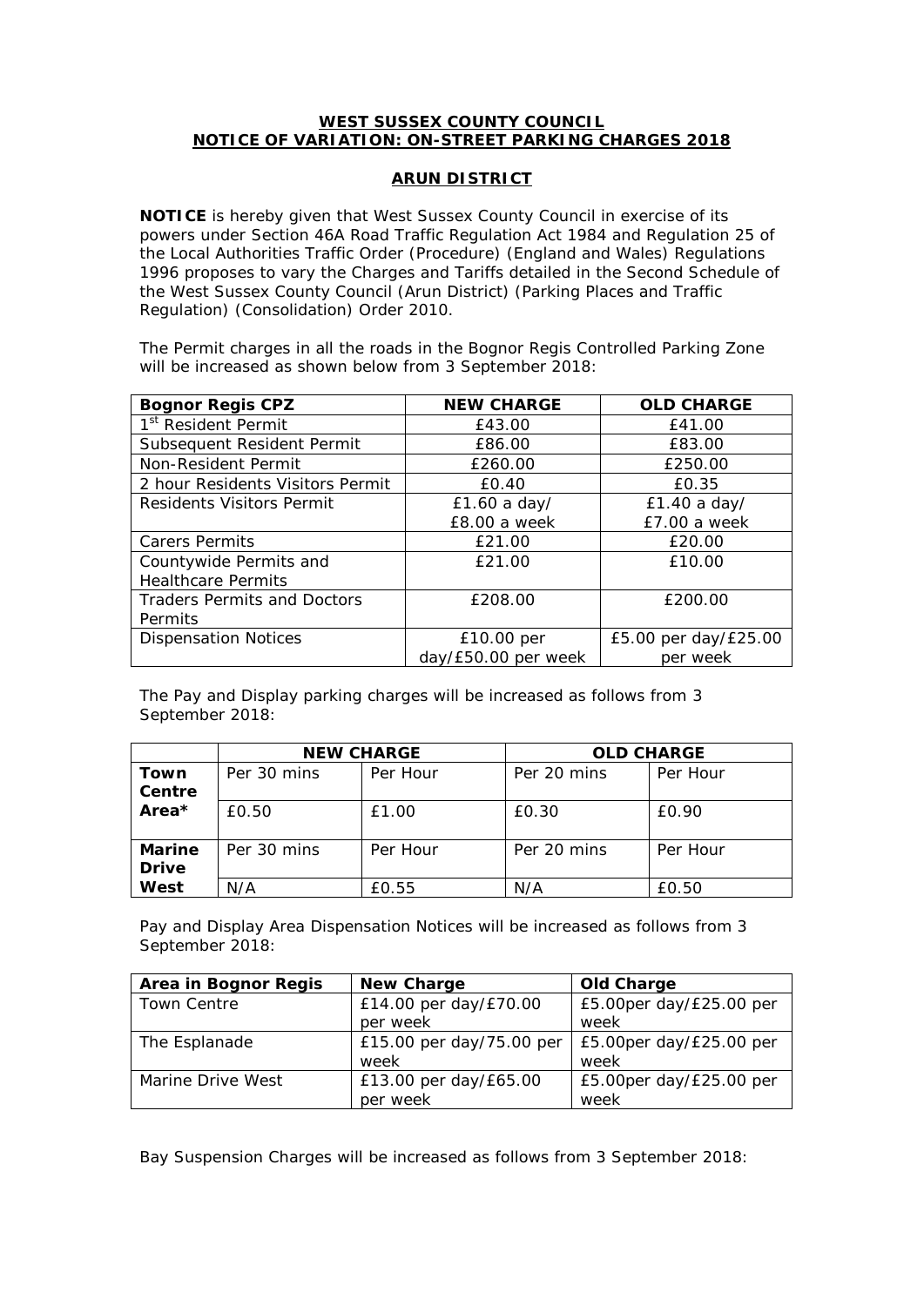**WEST SUSSEX COUNTY COUNCIL**
**NOTICE OF VARIATION: ON-STREET PARKING CHARGES 2018**

**ARUN DISTRICT**

**NOTICE** is hereby given that West Sussex County Council in exercise of its powers under Section 46A Road Traffic Regulation Act 1984 and Regulation 25 of the Local Authorities Traffic Order (Procedure) (England and Wales) Regulations 1996 proposes to vary the Charges and Tariffs detailed in the Second Schedule of the West Sussex County Council (Arun District) (Parking Places and Traffic Regulation) (Consolidation) Order 2010.

The Permit charges in all the roads in the Bognor Regis Controlled Parking Zone will be increased as shown below from 3 September 2018:

| Bognor Regis CPZ | NEW CHARGE | OLD CHARGE |
|---|---|---|
| 1st Resident Permit | £43.00 | £41.00 |
| Subsequent Resident Permit | £86.00 | £83.00 |
| Non-Resident Permit | £260.00 | £250.00 |
| 2 hour Residents Visitors Permit | £0.40 | £0.35 |
| Residents Visitors Permit | £1.60 a day/ £8.00 a week | £1.40 a day/ £7.00 a week |
| Carers Permits | £21.00 | £20.00 |
| Countywide Permits and Healthcare Permits | £21.00 | £10.00 |
| Traders Permits and Doctors Permits | £208.00 | £200.00 |
| Dispensation Notices | £10.00 per day/£50.00 per week | £5.00 per day/£25.00 per week |

The Pay and Display parking charges will be increased as follows from 3 September 2018:

| | NEW CHARGE | | OLD CHARGE | |
|---|---|---|---|---|
| **Town Centre Area*** | Per 30 mins | Per Hour | Per 20 mins | Per Hour |
| | £0.50 | £1.00 | £0.30 | £0.90 |
| **Marine Drive West** | Per 30 mins | Per Hour | Per 20 mins | Per Hour |
| | N/A | £0.55 | N/A | £0.50 |

Pay and Display Area Dispensation Notices will be increased as follows from 3 September 2018:

| Area in Bognor Regis | New Charge | Old Charge |
|---|---|---|
| Town Centre | £14.00 per day/£70.00 per week | £5.00per day/£25.00 per week |
| The Esplanade | £15.00 per day/75.00 per week | £5.00per day/£25.00 per week |
| Marine Drive West | £13.00 per day/£65.00 per week | £5.00per day/£25.00 per week |

Bay Suspension Charges will be increased as follows from 3 September 2018: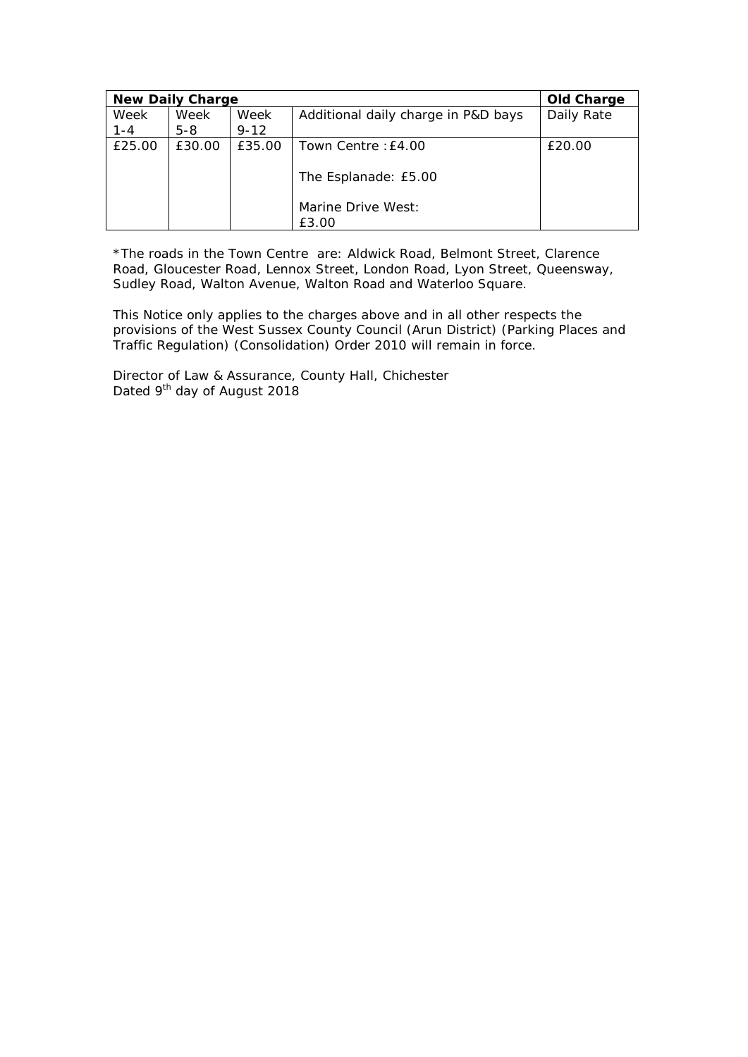| New Daily Charge | | | | Old Charge |
|---|---|---|---|---|
| Week 1-4 | Week 5-8 | Week 9-12 | Additional daily charge in P&D bays | Daily Rate |
| £25.00 | £30.00 | £35.00 | Town Centre : £4.00<br><br>The Esplanade: £5.00<br><br>Marine Drive West: £3.00 | £20.00 |

*The roads in the Town Centre are: Aldwick Road, Belmont Street, Clarence Road, Gloucester Road, Lennox Street, London Road, Lyon Street, Queensway, Sudley Road, Walton Avenue, Walton Road and Waterloo Square.

This Notice only applies to the charges above and in all other respects the provisions of the West Sussex County Council (Arun District) (Parking Places and Traffic Regulation) (Consolidation) Order 2010 will remain in force.

Director of Law & Assurance, County Hall, Chichester
Dated 9th day of August 2018